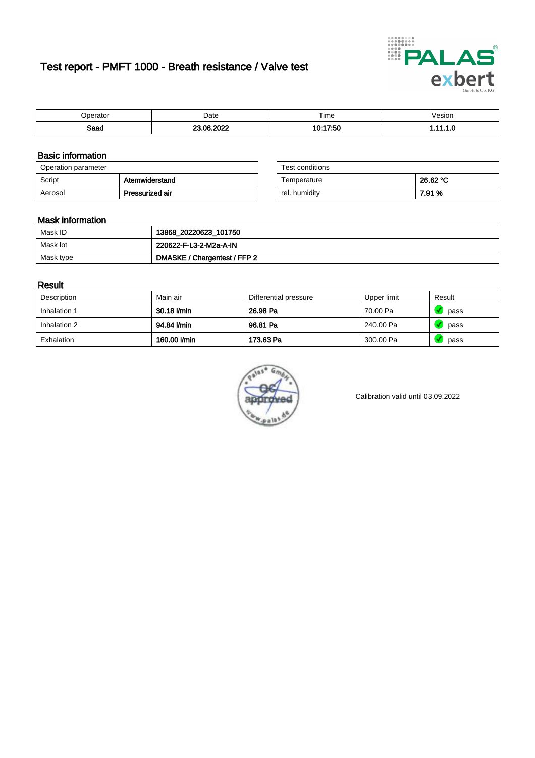# Test report - PMFT 1000 - Breath resistance / Valve test

| Operator | Date | Time | Vesion |
|---|---|---|---|
| **Saad** | **23.06.2022** | **10:17:50** | **1.11.1.0** |

## Basic information

| Operation parameter | |
|---|---|
| Script | **Atemwiderstand** |
| Aerosol | **Pressurized air** |

| Test conditions | |
|---|---|
| Temperature | **26.62 °C** |
| rel. humidity | **7.91 %** |

## Mask information

| | |
|---|---|
| Mask ID | **13868_20220623_101750** |
| Mask lot | **220622-F-L3-2-M2a-A-IN** |
| Mask type | **DMASKE / Chargentest / FFP 2** |

## Result

| Description | Main air | Differential pressure | Upper limit | Result |
|---|---|---|---|---|
| Inhalation 1 | **30.18 l/min** | **26.98 Pa** | 70.00 Pa | pass |
| Inhalation 2 | **94.84 l/min** | **96.81 Pa** | 240.00 Pa | pass |
| Exhalation | **160.00 l/min** | **173.63 Pa** | 300.00 Pa | pass |

Calibration valid until 03.09.2022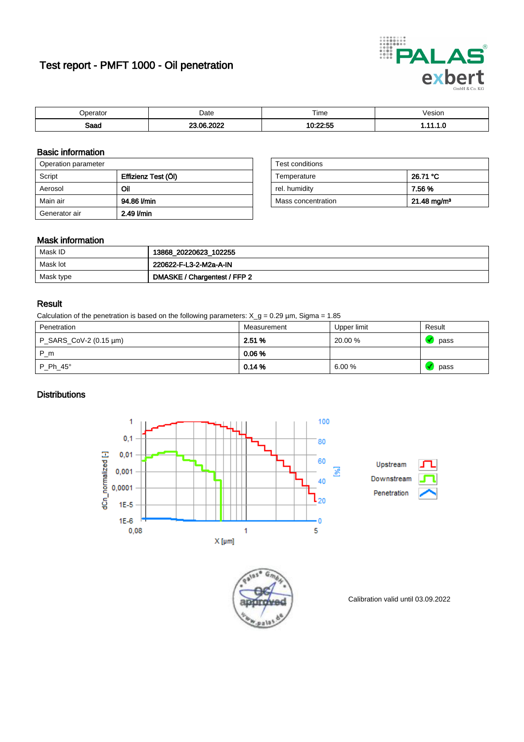# Test report - PMFT 1000 - Oil penetration

PALAS exbert GmbH & Co. KG

| Operator | Date | Time | Vesion |
|---|---|---|---|
| **Saad** | **23.06.2022** | **10:22:55** | **1.11.1.0** |

## Basic information

| Operation parameter | |
|---|---|
| Script | **Effizienz Test (Öl)** |
| Aerosol | **Oil** |
| Main air | **94.86 l/min** |
| Generator air | **2.49 l/min** |

| Test conditions | |
|---|---|
| Temperature | **26.71 °C** |
| rel. humidity | **7.56 %** |
| Mass concentration | **21.48 mg/m³** |

## Mask information

| | |
|---|---|
| Mask ID | **13868_20220623_102255** |
| Mask lot | **220622-F-L3-2-M2a-A-IN** |
| Mask type | **DMASKE / Chargentest / FFP 2** |

## Result

Calculation of the penetration is based on the following parameters: X_g = 0.29 µm, Sigma = 1.85

| Penetration | Measurement | Upper limit | Result |
|---|---|---|---|
| P_SARS_CoV-2 (0.15 µm) | **2.51 %** | 20.00 % | pass |
| P_m | **0.06 %** | | |
| P_Ph_45° | **0.14 %** | 6.00 % | pass |

## Distributions

dCn_normalized [-]

1
0,1
0,01
0,001
0,0001
1E-5
1E-6

[%]

100
80
60
40
20
0

0,08
1
5

X [µm]

Upstream
Downstream
Penetration

Palas® GmbH
QC approved
www.palas.de

Calibration valid until 03.09.2022